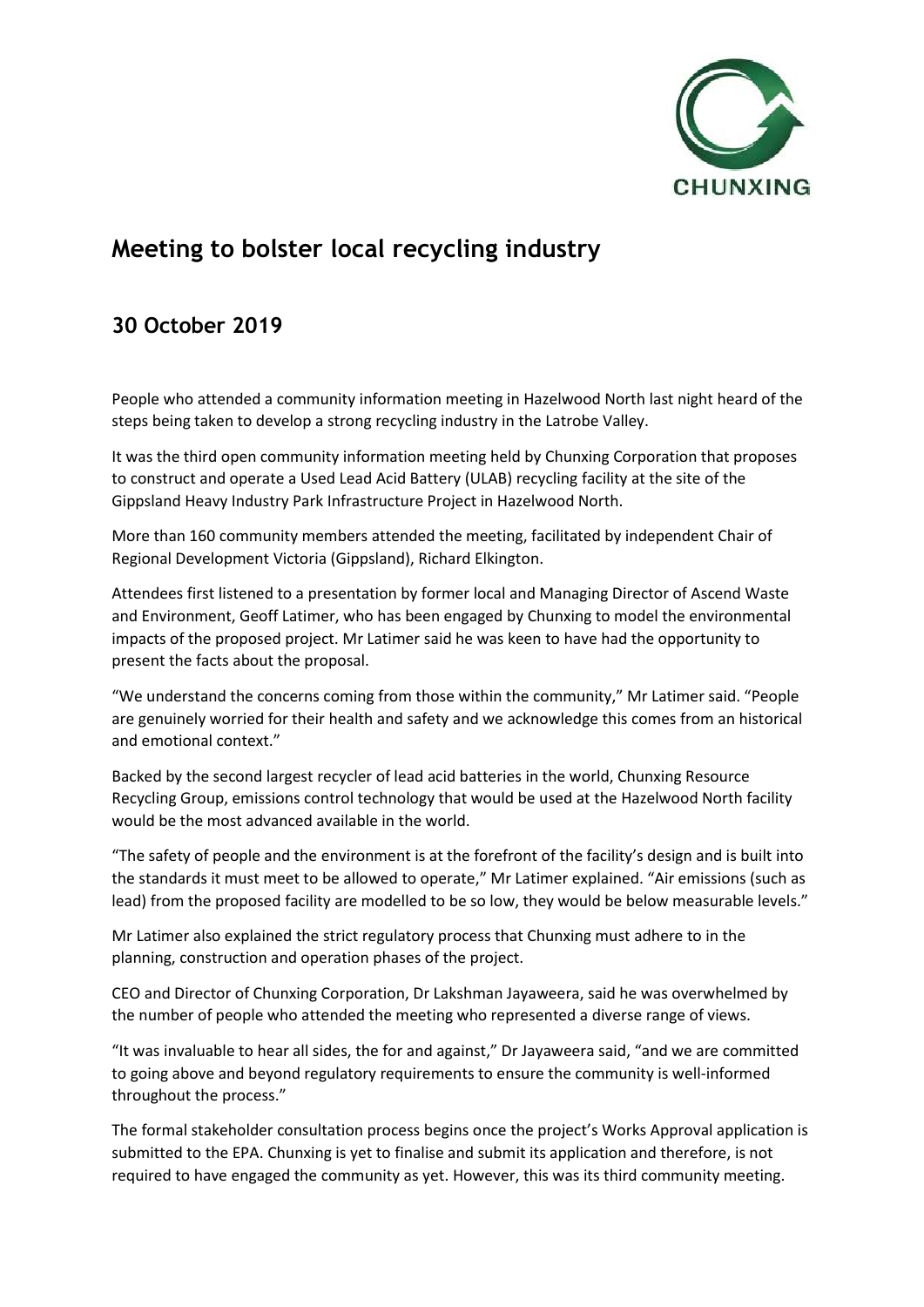CHUNXING

# Meeting to bolster local recycling industry

## 30 October 2019

People who attended a community information meeting in Hazelwood North last night heard of the steps being taken to develop a strong recycling industry in the Latrobe Valley.

It was the third open community information meeting held by Chunxing Corporation that proposes to construct and operate a Used Lead Acid Battery (ULAB) recycling facility at the site of the Gippsland Heavy Industry Park Infrastructure Project in Hazelwood North.

More than 160 community members attended the meeting, facilitated by independent Chair of Regional Development Victoria (Gippsland), Richard Elkington.

Attendees first listened to a presentation by former local and Managing Director of Ascend Waste and Environment, Geoff Latimer, who has been engaged by Chunxing to model the environmental impacts of the proposed project. Mr Latimer said he was keen to have had the opportunity to present the facts about the proposal.

"We understand the concerns coming from those within the community," Mr Latimer said. "People are genuinely worried for their health and safety and we acknowledge this comes from an historical and emotional context."

Backed by the second largest recycler of lead acid batteries in the world, Chunxing Resource Recycling Group, emissions control technology that would be used at the Hazelwood North facility would be the most advanced available in the world.

"The safety of people and the environment is at the forefront of the facility's design and is built into the standards it must meet to be allowed to operate," Mr Latimer explained. "Air emissions (such as lead) from the proposed facility are modelled to be so low, they would be below measurable levels."

Mr Latimer also explained the strict regulatory process that Chunxing must adhere to in the planning, construction and operation phases of the project.

CEO and Director of Chunxing Corporation, Dr Lakshman Jayaweera, said he was overwhelmed by the number of people who attended the meeting who represented a diverse range of views.

"It was invaluable to hear all sides, the for and against," Dr Jayaweera said, "and we are committed to going above and beyond regulatory requirements to ensure the community is well-informed throughout the process."

The formal stakeholder consultation process begins once the project's Works Approval application is submitted to the EPA. Chunxing is yet to finalise and submit its application and therefore, is not required to have engaged the community as yet. However, this was its third community meeting.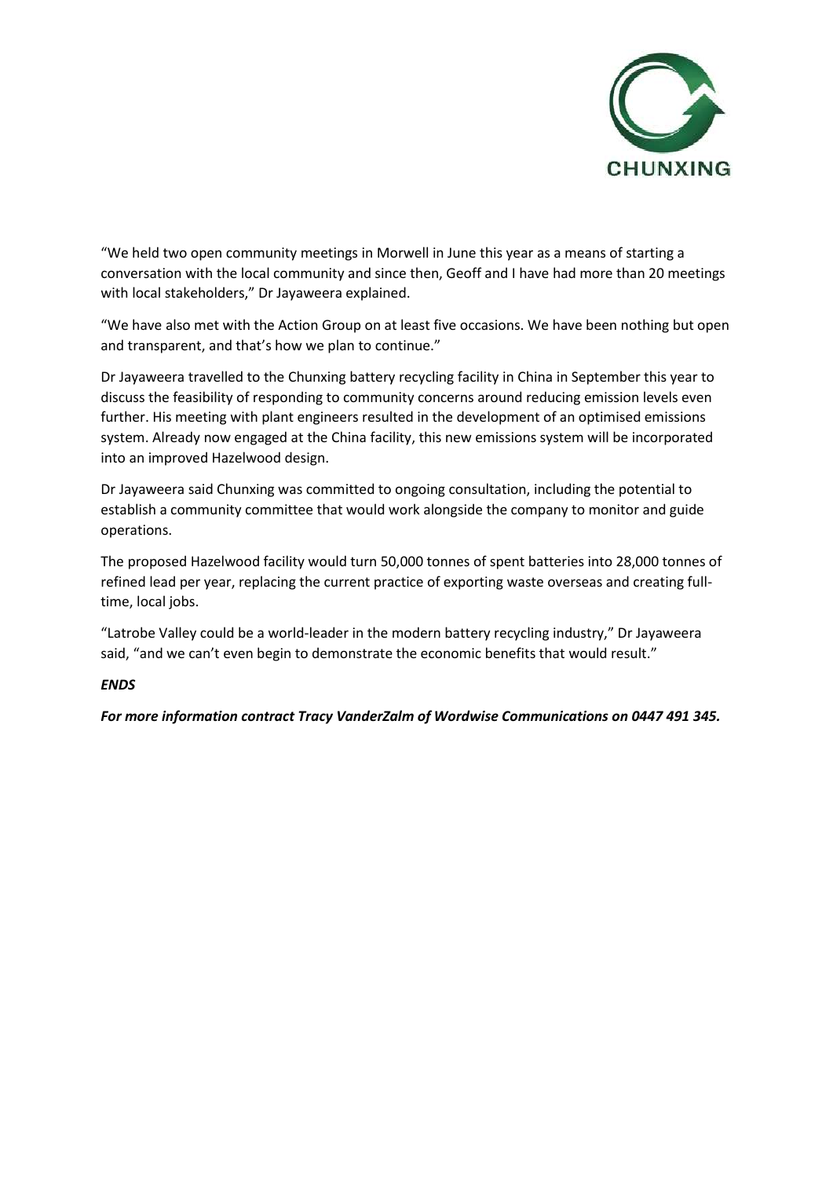"We held two open community meetings in Morwell in June this year as a means of starting a conversation with the local community and since then, Geoff and I have had more than 20 meetings with local stakeholders," Dr Jayaweera explained.

"We have also met with the Action Group on at least five occasions. We have been nothing but open and transparent, and that's how we plan to continue."

Dr Jayaweera travelled to the Chunxing battery recycling facility in China in September this year to discuss the feasibility of responding to community concerns around reducing emission levels even further. His meeting with plant engineers resulted in the development of an optimised emissions system. Already now engaged at the China facility, this new emissions system will be incorporated into an improved Hazelwood design.

Dr Jayaweera said Chunxing was committed to ongoing consultation, including the potential to establish a community committee that would work alongside the company to monitor and guide operations.

The proposed Hazelwood facility would turn 50,000 tonnes of spent batteries into 28,000 tonnes of refined lead per year, replacing the current practice of exporting waste overseas and creating full-time, local jobs.

"Latrobe Valley could be a world-leader in the modern battery recycling industry," Dr Jayaweera said, "and we can't even begin to demonstrate the economic benefits that would result."

***ENDS***

***For more information contract Tracy VanderZalm of Wordwise Communications on 0447 491 345.***